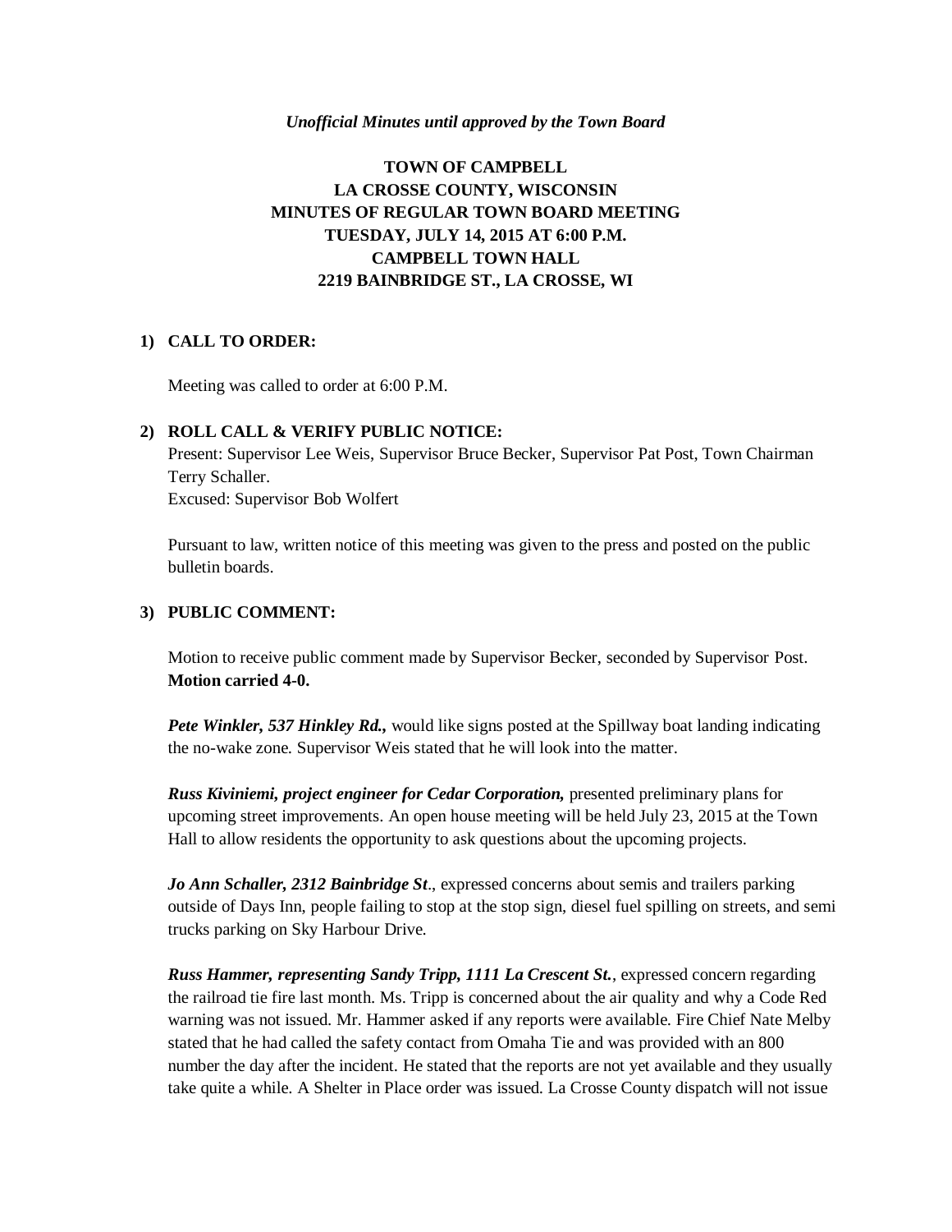*Unofficial Minutes until approved by the Town Board*

**TOWN OF CAMPBELL**
**LA CROSSE COUNTY, WISCONSIN**
**MINUTES OF REGULAR TOWN BOARD MEETING**
**TUESDAY, JULY 14, 2015 AT 6:00 P.M.**
**CAMPBELL TOWN HALL**
**2219 BAINBRIDGE ST., LA CROSSE, WI**

## 1) CALL TO ORDER:

Meeting was called to order at 6:00 P.M.

## 2) ROLL CALL & VERIFY PUBLIC NOTICE:

Present: Supervisor Lee Weis, Supervisor Bruce Becker, Supervisor Pat Post, Town Chairman Terry Schaller.
Excused: Supervisor Bob Wolfert

Pursuant to law, written notice of this meeting was given to the press and posted on the public bulletin boards.

## 3) PUBLIC COMMENT:

Motion to receive public comment made by Supervisor Becker, seconded by Supervisor Post. **Motion carried 4-0.**

***Pete Winkler, 537 Hinkley Rd.,*** would like signs posted at the Spillway boat landing indicating the no-wake zone. Supervisor Weis stated that he will look into the matter.

***Russ Kiviniemi, project engineer for Cedar Corporation,*** presented preliminary plans for upcoming street improvements. An open house meeting will be held July 23, 2015 at the Town Hall to allow residents the opportunity to ask questions about the upcoming projects.

***Jo Ann Schaller, 2312 Bainbridge St***., expressed concerns about semis and trailers parking outside of Days Inn, people failing to stop at the stop sign, diesel fuel spilling on streets, and semi trucks parking on Sky Harbour Drive.

***Russ Hammer, representing Sandy Tripp, 1111 La Crescent St.***, expressed concern regarding the railroad tie fire last month. Ms. Tripp is concerned about the air quality and why a Code Red warning was not issued. Mr. Hammer asked if any reports were available. Fire Chief Nate Melby stated that he had called the safety contact from Omaha Tie and was provided with an 800 number the day after the incident. He stated that the reports are not yet available and they usually take quite a while. A Shelter in Place order was issued. La Crosse County dispatch will not issue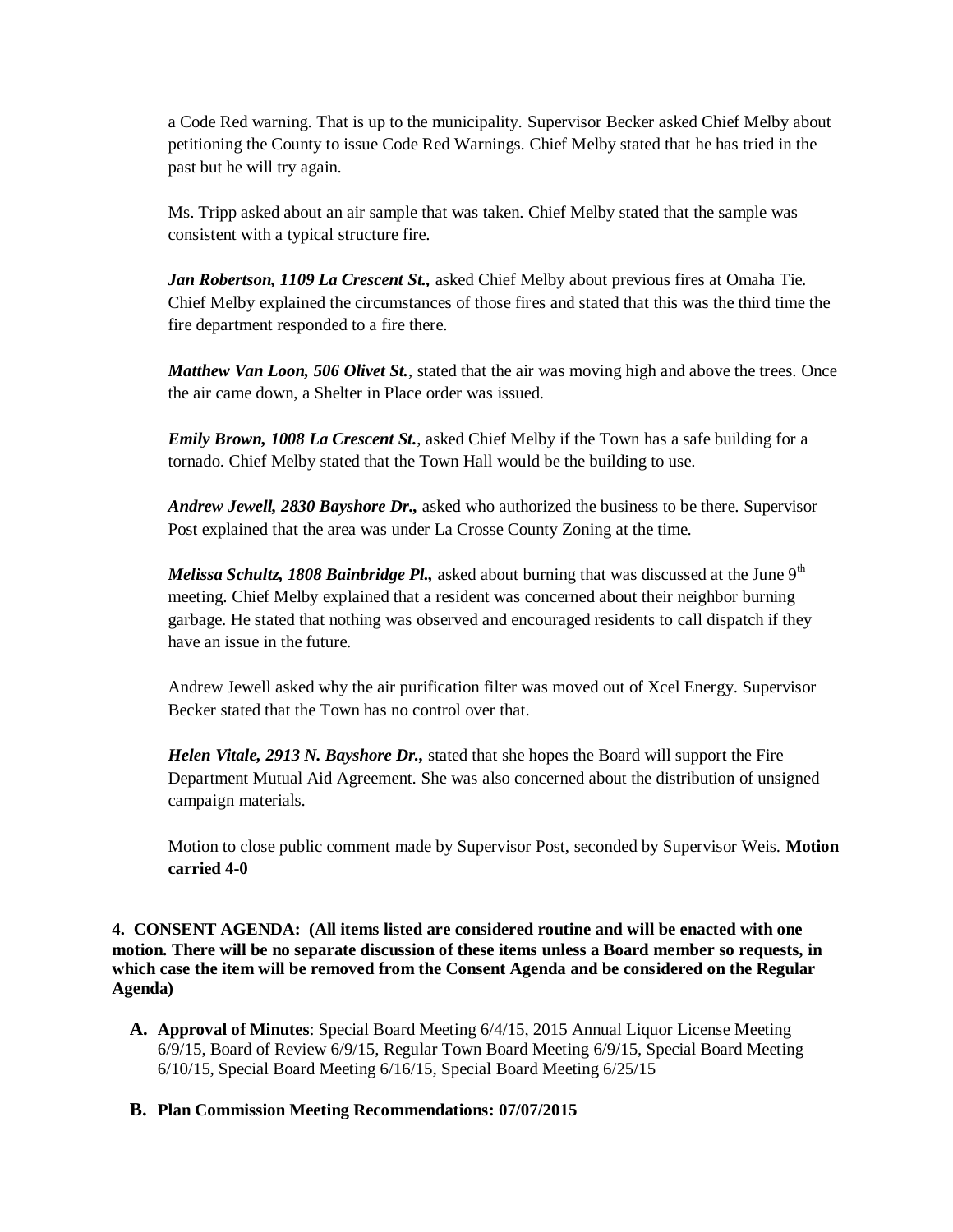a Code Red warning. That is up to the municipality. Supervisor Becker asked Chief Melby about petitioning the County to issue Code Red Warnings. Chief Melby stated that he has tried in the past but he will try again.

Ms. Tripp asked about an air sample that was taken. Chief Melby stated that the sample was consistent with a typical structure fire.

***Jan Robertson, 1109 La Crescent St.,*** asked Chief Melby about previous fires at Omaha Tie. Chief Melby explained the circumstances of those fires and stated that this was the third time the fire department responded to a fire there.

***Matthew Van Loon, 506 Olivet St.***, stated that the air was moving high and above the trees. Once the air came down, a Shelter in Place order was issued.

***Emily Brown, 1008 La Crescent St.***, asked Chief Melby if the Town has a safe building for a tornado. Chief Melby stated that the Town Hall would be the building to use.

***Andrew Jewell, 2830 Bayshore Dr.,*** asked who authorized the business to be there. Supervisor Post explained that the area was under La Crosse County Zoning at the time.

***Melissa Schultz, 1808 Bainbridge Pl.,*** asked about burning that was discussed at the June 9th meeting. Chief Melby explained that a resident was concerned about their neighbor burning garbage. He stated that nothing was observed and encouraged residents to call dispatch if they have an issue in the future.

Andrew Jewell asked why the air purification filter was moved out of Xcel Energy. Supervisor Becker stated that the Town has no control over that.

***Helen Vitale, 2913 N. Bayshore Dr.,*** stated that she hopes the Board will support the Fire Department Mutual Aid Agreement. She was also concerned about the distribution of unsigned campaign materials.

Motion to close public comment made by Supervisor Post, seconded by Supervisor Weis. **Motion carried 4-0**

**4. CONSENT AGENDA: (All items listed are considered routine and will be enacted with one motion. There will be no separate discussion of these items unless a Board member so requests, in which case the item will be removed from the Consent Agenda and be considered on the Regular Agenda)**

**A. Approval of Minutes**: Special Board Meeting 6/4/15, 2015 Annual Liquor License Meeting 6/9/15, Board of Review 6/9/15, Regular Town Board Meeting 6/9/15, Special Board Meeting 6/10/15, Special Board Meeting 6/16/15, Special Board Meeting 6/25/15

**B. Plan Commission Meeting Recommendations: 07/07/2015**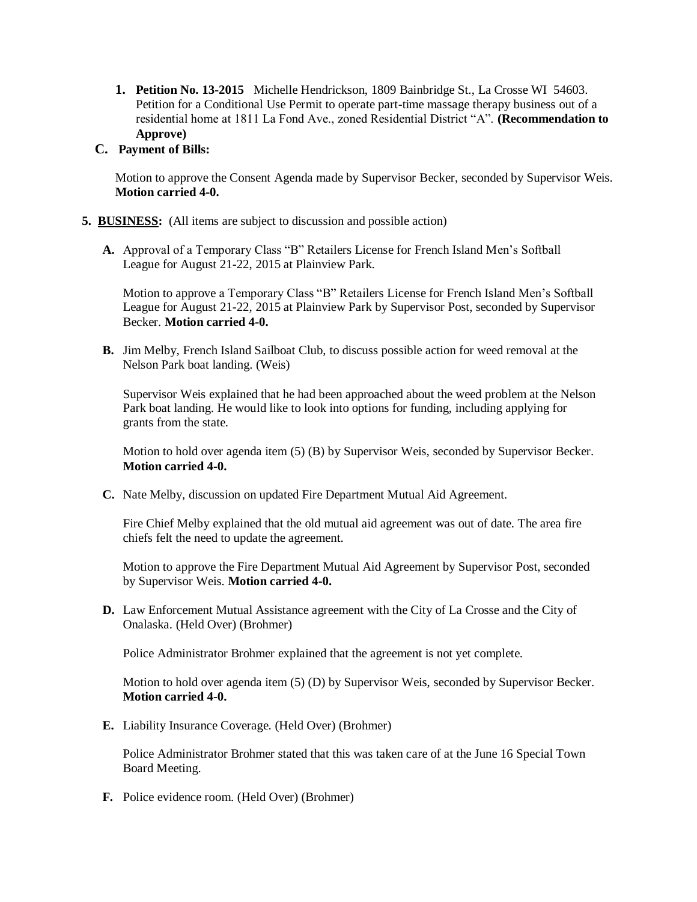1. **Petition No. 13-2015** Michelle Hendrickson, 1809 Bainbridge St., La Crosse WI 54603. Petition for a Conditional Use Permit to operate part-time massage therapy business out of a residential home at 1811 La Fond Ave., zoned Residential District "A". **(Recommendation to Approve)**

**C. Payment of Bills:**

Motion to approve the Consent Agenda made by Supervisor Becker, seconded by Supervisor Weis. **Motion carried 4-0.**

**5. BUSINESS:** (All items are subject to discussion and possible action)

**A.** Approval of a Temporary Class "B" Retailers License for French Island Men's Softball League for August 21-22, 2015 at Plainview Park.

Motion to approve a Temporary Class "B" Retailers License for French Island Men's Softball League for August 21-22, 2015 at Plainview Park by Supervisor Post, seconded by Supervisor Becker. **Motion carried 4-0.**

**B.** Jim Melby, French Island Sailboat Club, to discuss possible action for weed removal at the Nelson Park boat landing. (Weis)

Supervisor Weis explained that he had been approached about the weed problem at the Nelson Park boat landing. He would like to look into options for funding, including applying for grants from the state.

Motion to hold over agenda item (5) (B) by Supervisor Weis, seconded by Supervisor Becker. **Motion carried 4-0.**

**C.** Nate Melby, discussion on updated Fire Department Mutual Aid Agreement.

Fire Chief Melby explained that the old mutual aid agreement was out of date. The area fire chiefs felt the need to update the agreement.

Motion to approve the Fire Department Mutual Aid Agreement by Supervisor Post, seconded by Supervisor Weis. **Motion carried 4-0.**

**D.** Law Enforcement Mutual Assistance agreement with the City of La Crosse and the City of Onalaska. (Held Over) (Brohmer)

Police Administrator Brohmer explained that the agreement is not yet complete.

Motion to hold over agenda item (5) (D) by Supervisor Weis, seconded by Supervisor Becker. **Motion carried 4-0.**

**E.** Liability Insurance Coverage. (Held Over) (Brohmer)

Police Administrator Brohmer stated that this was taken care of at the June 16 Special Town Board Meeting.

**F.** Police evidence room. (Held Over) (Brohmer)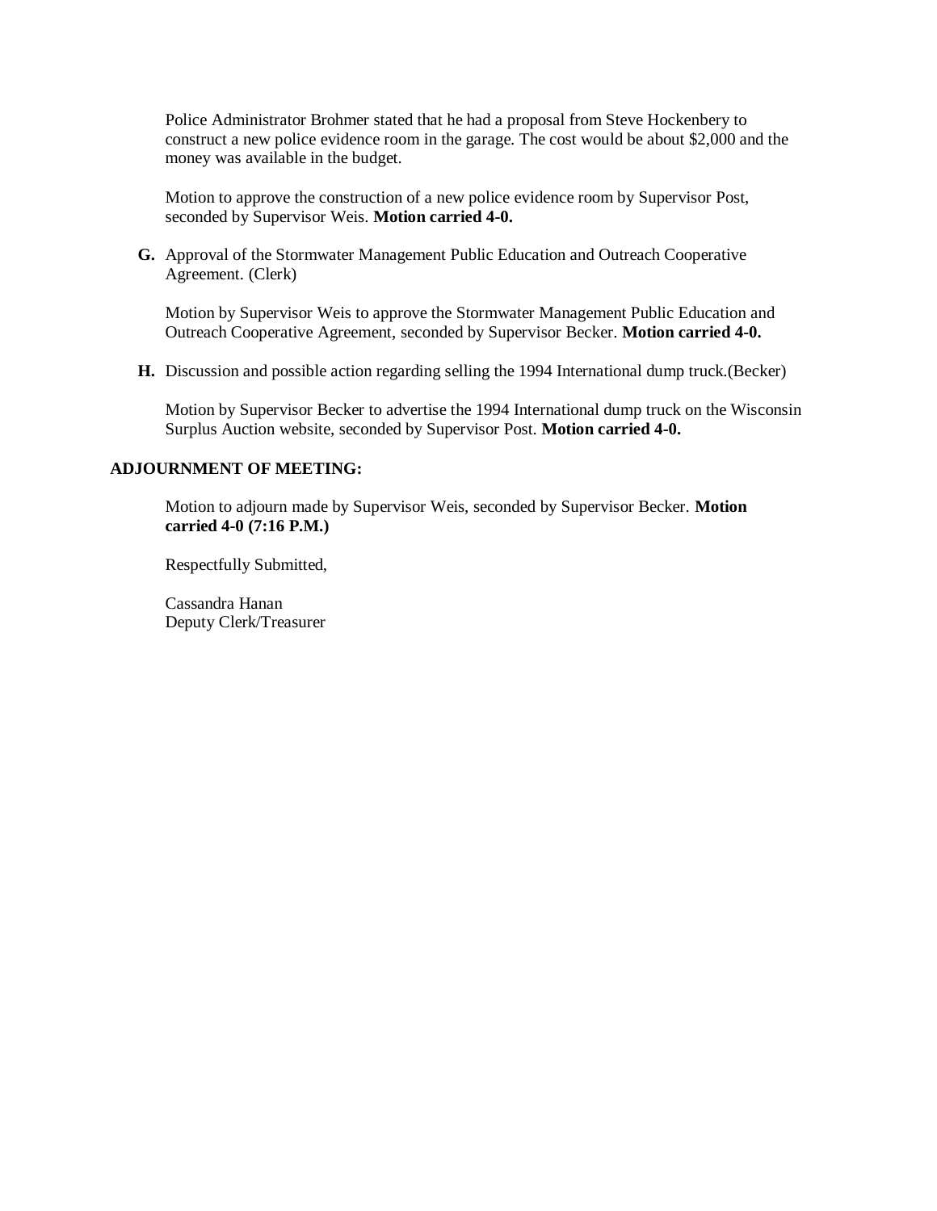Police Administrator Brohmer stated that he had a proposal from Steve Hockenbery to construct a new police evidence room in the garage. The cost would be about $2,000 and the money was available in the budget.

Motion to approve the construction of a new police evidence room by Supervisor Post, seconded by Supervisor Weis. **Motion carried 4-0.**

**G.** Approval of the Stormwater Management Public Education and Outreach Cooperative Agreement. (Clerk)

Motion by Supervisor Weis to approve the Stormwater Management Public Education and Outreach Cooperative Agreement, seconded by Supervisor Becker. **Motion carried 4-0.**

**H.** Discussion and possible action regarding selling the 1994 International dump truck.(Becker)

Motion by Supervisor Becker to advertise the 1994 International dump truck on the Wisconsin Surplus Auction website, seconded by Supervisor Post. **Motion carried 4-0.**

**ADJOURNMENT OF MEETING:**

Motion to adjourn made by Supervisor Weis, seconded by Supervisor Becker. **Motion carried 4-0 (7:16 P.M.)**

Respectfully Submitted,

Cassandra Hanan
Deputy Clerk/Treasurer